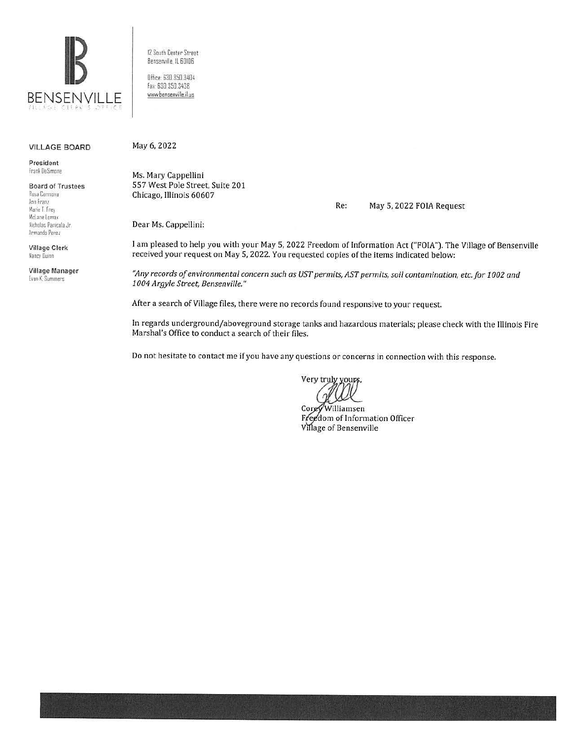**BENSENVILLE**
VILLAGE CLERK'S OFFICE

12 South Center Street
Bensenville, IL 60106

Office: 630.350.3404
Fax: 630.350.3438
www.bensenville.il.us

**VILLAGE BOARD**

**President**
Frank DeSimone

**Board of Trustees**
Rosa Carmona
Ann Franz
Marie T. Frey
McLane Lomax
Nicholas Panicola Jr.
Armando Perez

**Village Clerk**
Nancy Quinn

**Village Manager**
Evan K. Summers

May 6, 2022

Ms. Mary Cappellini
557 West Pole Street, Suite 201
Chicago, Illinois 60607

Re: May 5, 2022 FOIA Request

Dear Ms. Cappellini:

I am pleased to help you with your May 5, 2022 Freedom of Information Act ("FOIA"). The Village of Bensenville received your request on May 5, 2022. You requested copies of the items indicated below:

*"Any records of environmental concern such as UST permits, AST permits, soil contamination, etc. for 1002 and 1004 Argyle Street, Bensenville."*

After a search of Village files, there were no records found responsive to your request.

In regards underground/aboveground storage tanks and hazardous materials; please check with the Illinois Fire Marshal's Office to conduct a search of their files.

Do not hesitate to contact me if you have any questions or concerns in connection with this response.

Very truly yours,

Corey Williamsen
Freedom of Information Officer
Village of Bensenville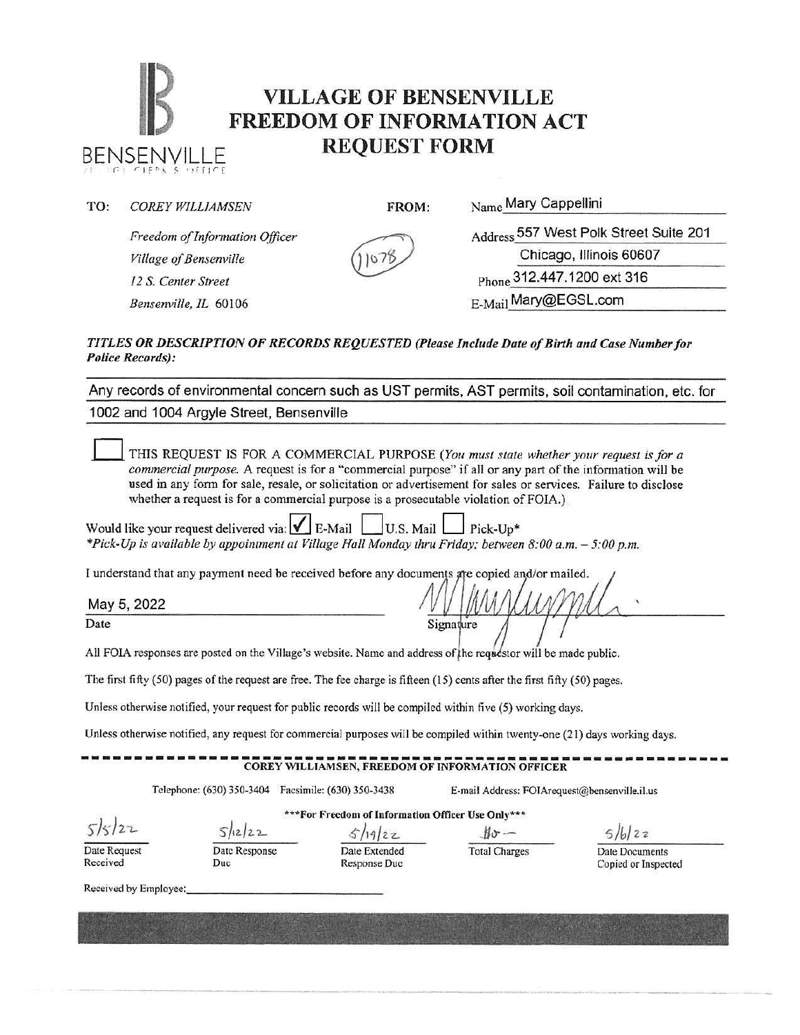BENSENVILLE

# VILLAGE OF BENSENVILLE FREEDOM OF INFORMATION ACT REQUEST FORM

**TO:** *COREY WILLIAMSEN*

*Freedom of Information Officer*

*Village of Bensenville*

*12 S. Center Street*

*Bensenville, IL 60106*

11078

**FROM:**

Name Mary Cappellini

Address 557 West Polk Street Suite 201

Chicago, Illinois 60607

Phone 312.447.1200 ext 316

E-Mail Mary@EGSL.com

***TITLES OR DESCRIPTION OF RECORDS REQUESTED (Please Include Date of Birth and Case Number for Police Records):***

Any records of environmental concern such as UST permits, AST permits, soil contamination, etc. for 1002 and 1004 Argyle Street, Bensenville

☐ THIS REQUEST IS FOR A COMMERCIAL PURPOSE (*You must state whether your request is for a commercial purpose.* A request is for a "commercial purpose" if all or any part of the information will be used in any form for sale, resale, or solicitation or advertisement for sales or services. Failure to disclose whether a request is for a commercial purpose is a prosecutable violation of FOIA.)

Would like your request delivered via: ☑ E-Mail ☐ U.S. Mail ☐ Pick-Up*

**Pick-Up is available by appointment at Village Hall Monday thru Friday; between 8:00 a.m. – 5:00 p.m.*

I understand that any payment need be received before any documents are copied and/or mailed.

May 5, 2022

Date

Signature

All FOIA responses are posted on the Village's website. Name and address of the requestor will be made public.

The first fifty (50) pages of the request are free. The fee charge is fifteen (15) cents after the first fifty (50) pages.

Unless otherwise notified, your request for public records will be compiled within five (5) working days.

Unless otherwise notified, any request for commercial purposes will be compiled within twenty-one (21) days working days.

---

**COREY WILLIAMSEN, FREEDOM OF INFORMATION OFFICER**

Telephone: (630) 350-3404 Facsimile: (630) 350-3438 E-mail Address: FOIArequest@bensenville.il.us

***For Freedom of Information Officer Use Only***

| Date Request Received | Date Response Due | Date Extended Response Due | Total Charges | Date Documents Copied or Inspected |
|---|---|---|---|---|
| 5/5/22 | 5/12/22 | 5/19/22 | $0 — | 5/6/22 |

Received by Employee: ____________________